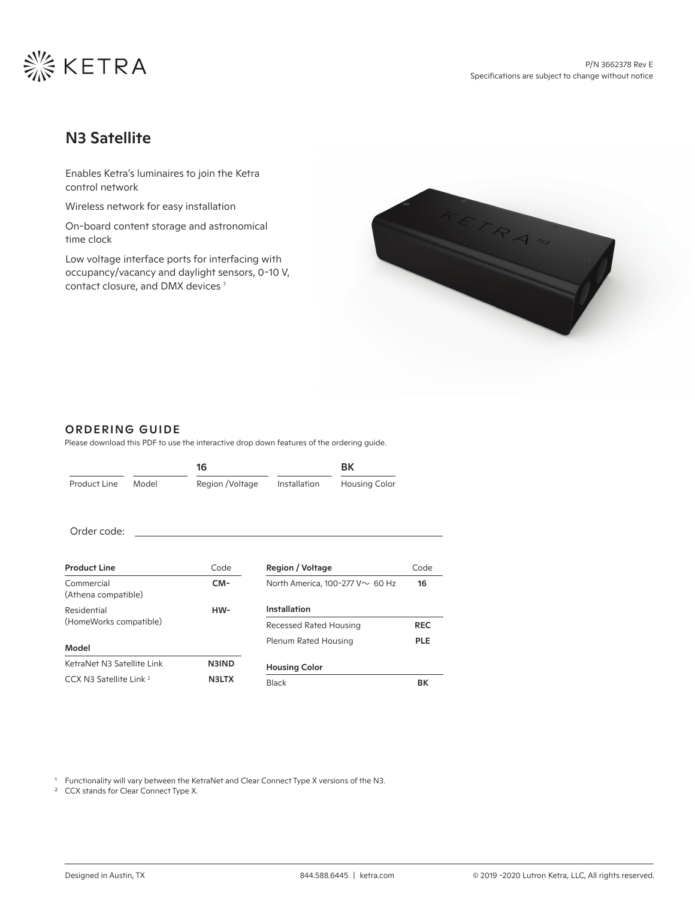KETRA

P/N 3662378 Rev E
Specifications are subject to change without notice

# N3 Satellite

Enables Ketra's luminaires to join the Ketra control network

Wireless network for easy installation

On-board content storage and astronomical time clock

Low voltage interface ports for interfacing with occupancy/vacancy and daylight sensors, 0-10 V, contact closure, and DMX devices [1]

## ORDERING GUIDE

Please download this PDF to use the interactive drop down features of the ordering guide.

| Product Line | Model | Region /Voltage | Installation | Housing Color |
|---|---|---|---|---|
| | | 16 | | BK |

Order code: ______________________

| Product Line | Code |
|---|---|
| Commercial (Athena compatible) | **CM-** |
| Residential (HomeWorks compatible) | **HW-** |

| Model | Code |
|---|---|
| KetraNet N3 Satellite Link | **N3IND** |
| CCX N3 Satellite Link [2] | **N3LTX** |

| Region / Voltage | Code |
|---|---|
| North America, 100-277 V~ 60 Hz | **16** |

| Installation | Code |
|---|---|
| Recessed Rated Housing | **REC** |
| Plenum Rated Housing | **PLE** |

| Housing Color | Code |
|---|---|
| Black | **BK** |

[1] Functionality will vary between the KetraNet and Clear Connect Type X versions of the N3.

[2] CCX stands for Clear Connect Type X.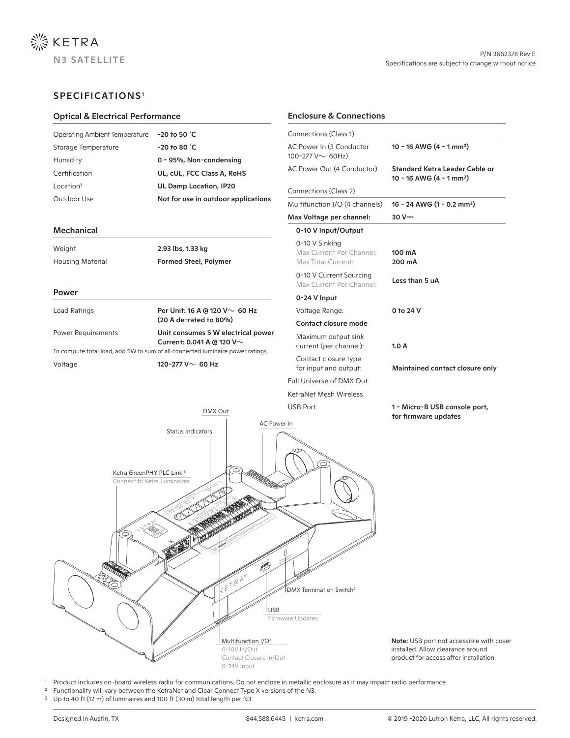# KETRA

## N3 SATELLITE

P/N 3662378 Rev E
Specifications are subject to change without notice

## SPECIFICATIONS[1]

### Optical & Electrical Performance

| | |
|---|---|
| Operating Ambient Temperature | **-20 to 50 ˚C** |
| Storage Temperature | **-20 to 80 ˚C** |
| Humidity | **0 - 95%, Non-condensing** |
| Certification | **UL, cUL, FCC Class A, RoHS** |
| Location[1] | **UL Damp Location, IP20** |
| Outdoor Use | **Not for use in outdoor applications** |

### Mechanical

| | |
|---|---|
| Weight | **2.93 lbs, 1.33 kg** |
| Housing Material | **Formed Steel, Polymer** |

### Power

| | |
|---|---|
| Load Ratings | **Per Unit: 16 A @ 120 V∼ 60 Hz (20 A de-rated to 80%)** |
| Power Requirements | **Unit consumes 5 W electrical power Current: 0.041 A @ 120 V∼** |

To compute total load, add 5W to sum of all connected luminaire power ratings.

| | |
|---|---|
| Voltage | **120-277 V∼ 60 Hz** |

### Enclosure & Connections

| | |
|---|---|
| **Connections (Class 1)** | |
| AC Power In (3 Conductor 100-277 V∼ 60Hz) | **10 - 16 AWG (4 - 1 mm²)** |
| AC Power Out (4 Conductor) | **Standard Ketra Leader Cable or 10 - 16 AWG (4 - 1 mm²)** |
| **Connections (Class 2)** | |
| Multifunction I/O (4 channels) | **16 - 24 AWG (1 - 0.2 mm²)** |
| **Max Voltage per channel:** | **30 V⎓** |
| **0-10 V Input/Output** | |
| 0-10 V Sinking Max Current Per Channel: Max Total Current: | **100 mA** **200 mA** |
| 0-10 V Current Sourcing Max Current Per Channel: | **Less than 5 uA** |
| **0-24 V Input** | |
| Voltage Range: | **0 to 24 V** |
| **Contact closure mode** | |
| Maximum output sink current (per channel): | **1.0 A** |
| Contact closure type for input and output: | **Maintained contact closure only** |
| Full Universe of DMX Out | |
| KetraNet Mesh Wireless | |
| USB Port | **1 - Micro-B USB console port, for firmware updates** |

DMX Out

AC Power In

Status Indicators

Ketra GreenPHY PLC Link [3]
Connect to Ketra Luminaires

DMX Termination Switch[2]

USB
Firmware Updates

Multifunction I/O[2]
0-10V In/Out
Contact Closure In/Out
0-24V Input

**Note:** USB port not accessible with cover installed. Allow clearance around product for access after installation.

[1] Product includes on-board wireless radio for communications. Do not enclose in metallic enclosure as it may impact radio performance.
[2] Functionality will vary between the KetraNet and Clear Connect Type X versions of the N3.
[3] Up to 40 ft (12 m) of luminaires and 100 ft (30 m) total length per N3.

Designed in Austin, TX | 844.588.6445 | ketra.com | © 2019 -2020 Lutron Ketra, LLC, All rights reserved.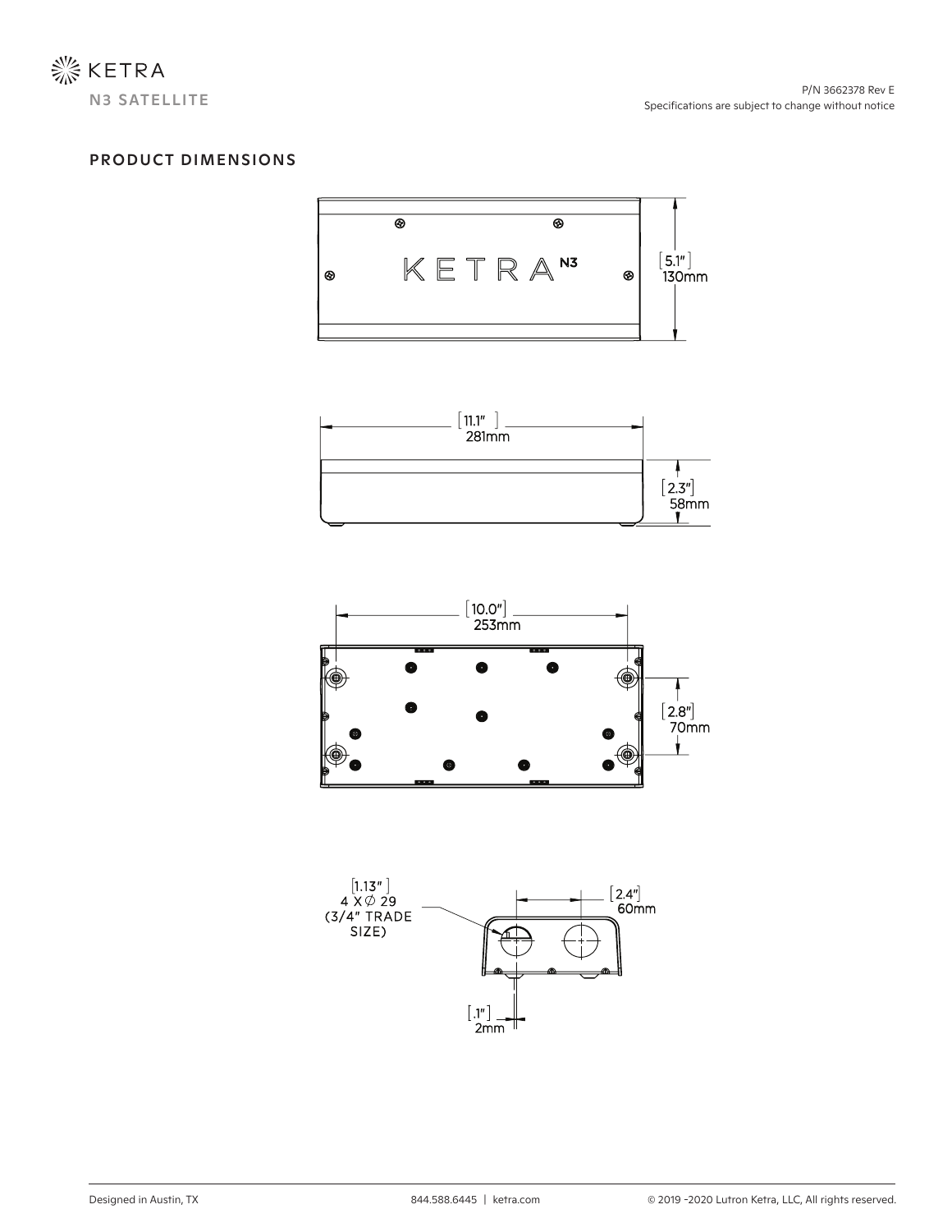# KETRA

**N3 SATELLITE**

P/N 3662378 Rev E
Specifications are subject to change without notice

## PRODUCT DIMENSIONS

KETRA N3

[5.1"]
130mm

[11.1"]
281mm

[2.3"]
58mm

[10.0"]
253mm

[2.8"]
70mm

[1.13"]
4 X ∅ 29
(3/4" TRADE SIZE)

[2.4"]
60mm

[.1"]
2mm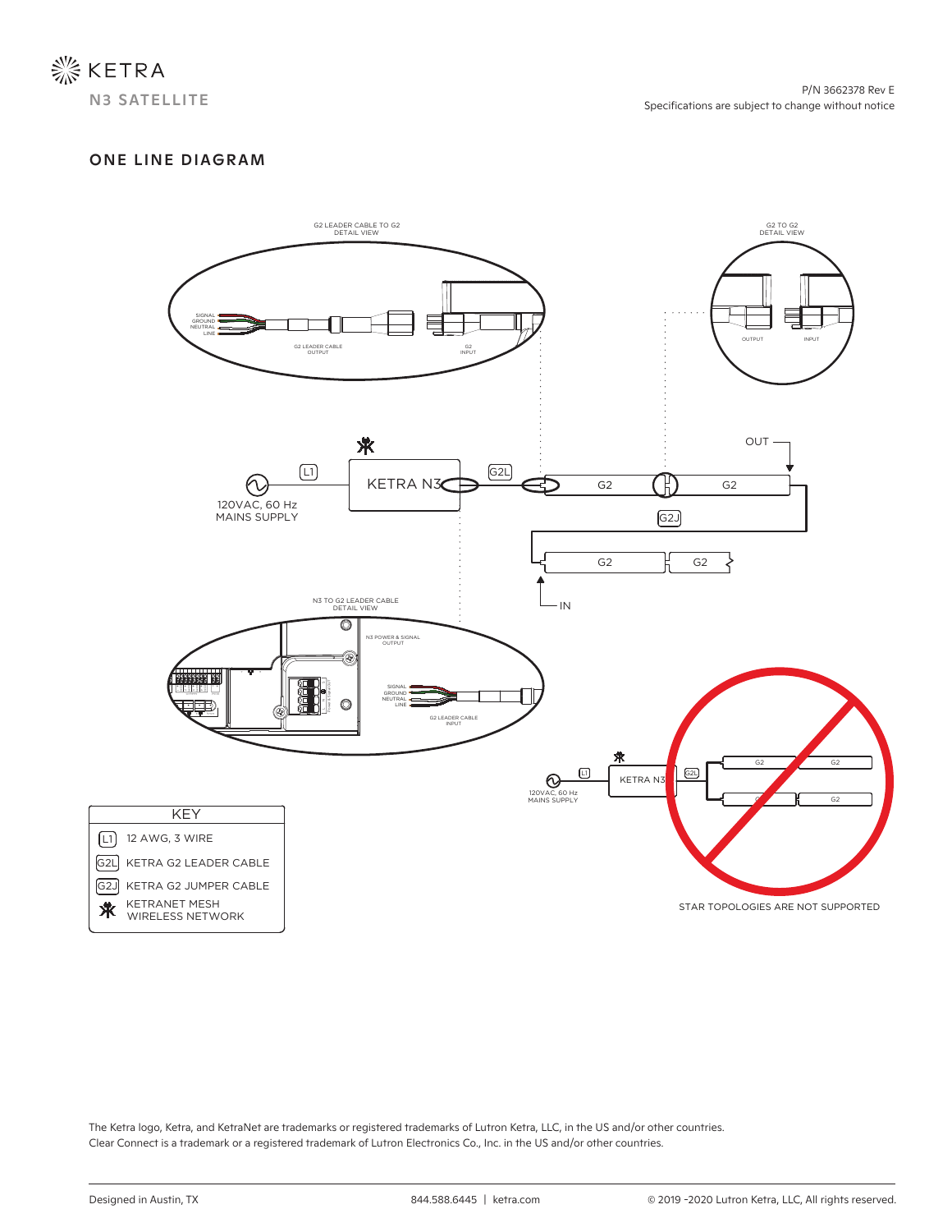## ONE LINE DIAGRAM

G2 LEADER CABLE TO G2
DETAIL VIEW

SIGNAL
GROUND
NEUTRAL
LINE

G2 LEADER CABLE
OUTPUT

G2
INPUT

G2 TO G2
DETAIL VIEW

OUTPUT

INPUT

OUT

L1

KETRA N3

G2L

G2

G2

G2J

G2

G2

IN

120VAC, 60 Hz
MAINS SUPPLY

N3 TO G2 LEADER CABLE
DETAIL VIEW

N3 POWER & SIGNAL
OUTPUT

SIGNAL
GROUND
NEUTRAL
LINE

G2 LEADER CABLE
INPUT

L1

KETRA N3

G2L

G2

G2

G2

G2

120VAC, 60 Hz
MAINS SUPPLY

STAR TOPOLOGIES ARE NOT SUPPORTED

| KEY | |
|---|---|
| L1 | 12 AWG, 3 WIRE |
| G2L | KETRA G2 LEADER CABLE |
| G2J | KETRA G2 JUMPER CABLE |
| | KETRANET MESH WIRELESS NETWORK |

The Ketra logo, Ketra, and KetraNet are trademarks or registered trademarks of Lutron Ketra, LLC, in the US and/or other countries.
Clear Connect is a trademark or a registered trademark of Lutron Electronics Co., Inc. in the US and/or other countries.